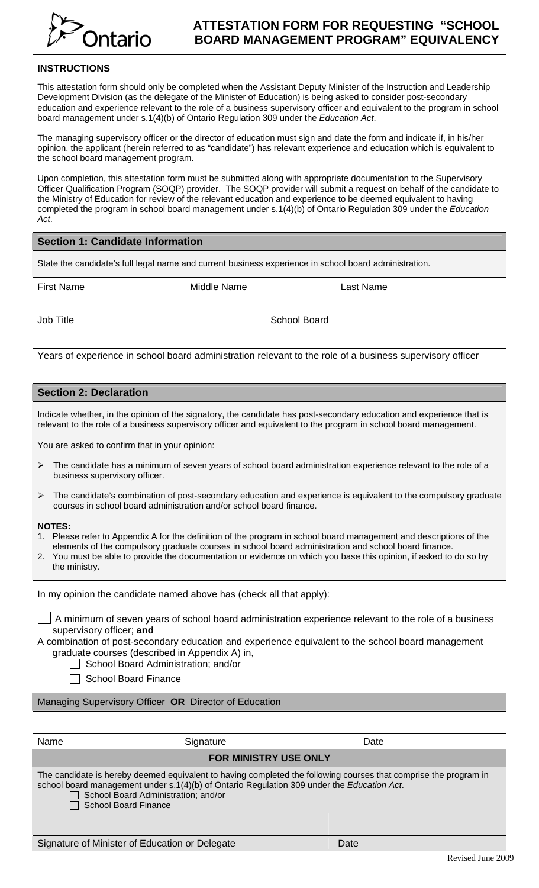# ATTESTATION FORM FOR REQUESTING "SCHOOL BOARD MANAGEMENT PROGRAM" EQUIVALENCY

## INSTRUCTIONS

This attestation form should only be completed when the Assistant Deputy Minister of the Instruction and Leadership Development Division (as the delegate of the Minister of Education) is being asked to consider post-secondary education and experience relevant to the role of a business supervisory officer and equivalent to the program in school board management under s.1(4)(b) of Ontario Regulation 309 under the *Education Act*.

The managing supervisory officer or the director of education must sign and date the form and indicate if, in his/her opinion, the applicant (herein referred to as "candidate") has relevant experience and education which is equivalent to the school board management program.

Upon completion, this attestation form must be submitted along with appropriate documentation to the Supervisory Officer Qualification Program (SOQP) provider. The SOQP provider will submit a request on behalf of the candidate to the Ministry of Education for review of the relevant education and experience to be deemed equivalent to having completed the program in school board management under s.1(4)(b) of Ontario Regulation 309 under the *Education Act*.

## Section 1: Candidate Information

State the candidate's full legal name and current business experience in school board administration.

| First Name | Middle Name | Last Name |
|---|---|---|
| | | |

| Job Title | School Board |
|---|---|
| | |

Years of experience in school board administration relevant to the role of a business supervisory officer

## Section 2: Declaration

Indicate whether, in the opinion of the signatory, the candidate has post-secondary education and experience that is relevant to the role of a business supervisory officer and equivalent to the program in school board management.

You are asked to confirm that in your opinion:

- The candidate has a minimum of seven years of school board administration experience relevant to the role of a business supervisory officer.
- The candidate's combination of post-secondary education and experience is equivalent to the compulsory graduate courses in school board administration and/or school board finance.

**NOTES:**

1. Please refer to Appendix A for the definition of the program in school board management and descriptions of the elements of the compulsory graduate courses in school board administration and school board finance.
2. You must be able to provide the documentation or evidence on which you base this opinion, if asked to do so by the ministry.

In my opinion the candidate named above has (check all that apply):

☐ A minimum of seven years of school board administration experience relevant to the role of a business supervisory officer; **and**

A combination of post-secondary education and experience equivalent to the school board management graduate courses (described in Appendix A) in,

☐ School Board Administration; and/or

☐ School Board Finance

Managing Supervisory Officer **OR** Director of Education

| Name | Signature | Date |
|---|---|---|
| | | |

### FOR MINISTRY USE ONLY

The candidate is hereby deemed equivalent to having completed the following courses that comprise the program in school board management under s.1(4)(b) of Ontario Regulation 309 under the *Education Act*.

☐ School Board Administration; and/or

☐ School Board Finance

| Signature of Minister of Education or Delegate | Date |
|---|---|
| | |

Revised June 2009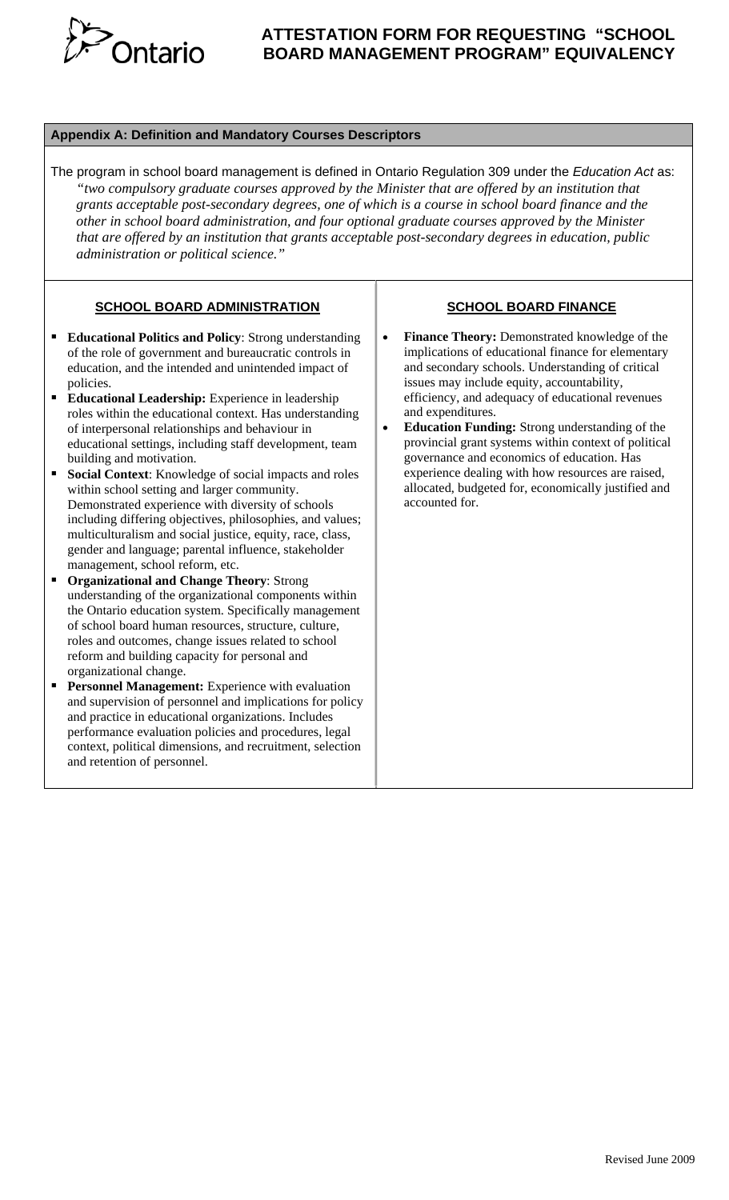# ATTESTATION FORM FOR REQUESTING "SCHOOL BOARD MANAGEMENT PROGRAM" EQUIVALENCY

## Appendix A: Definition and Mandatory Courses Descriptors

The program in school board management is defined in Ontario Regulation 309 under the *Education Act* as:

*"two compulsory graduate courses approved by the Minister that are offered by an institution that grants acceptable post-secondary degrees, one of which is a course in school board finance and the other in school board administration, and four optional graduate courses approved by the Minister that are offered by an institution that grants acceptable post-secondary degrees in education, public administration or political science."*

### SCHOOL BOARD ADMINISTRATION

- **Educational Politics and Policy**: Strong understanding of the role of government and bureaucratic controls in education, and the intended and unintended impact of policies.
- **Educational Leadership:** Experience in leadership roles within the educational context. Has understanding of interpersonal relationships and behaviour in educational settings, including staff development, team building and motivation.
- **Social Context**: Knowledge of social impacts and roles within school setting and larger community. Demonstrated experience with diversity of schools including differing objectives, philosophies, and values; multiculturalism and social justice, equity, race, class, gender and language; parental influence, stakeholder management, school reform, etc.
- **Organizational and Change Theory**: Strong understanding of the organizational components within the Ontario education system. Specifically management of school board human resources, structure, culture, roles and outcomes, change issues related to school reform and building capacity for personal and organizational change.
- **Personnel Management:** Experience with evaluation and supervision of personnel and implications for policy and practice in educational organizations. Includes performance evaluation policies and procedures, legal context, political dimensions, and recruitment, selection and retention of personnel.

### SCHOOL BOARD FINANCE

- **Finance Theory:** Demonstrated knowledge of the implications of educational finance for elementary and secondary schools. Understanding of critical issues may include equity, accountability, efficiency, and adequacy of educational revenues and expenditures.
- **Education Funding:** Strong understanding of the provincial grant systems within context of political governance and economics of education. Has experience dealing with how resources are raised, allocated, budgeted for, economically justified and accounted for.

Revised June 2009